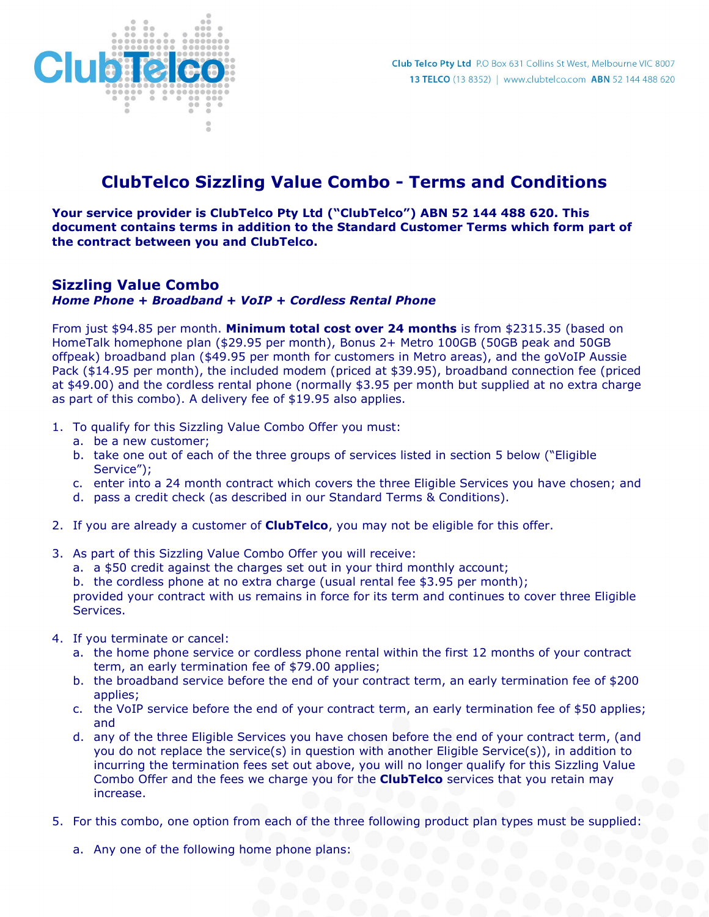ClubTelco

**Club Telco Pty Ltd** P.O Box 631 Collins St West, Melbourne VIC 8007
**13 TELCO** (13 8352) | www.clubtelco.com **ABN** 52 144 488 620

# ClubTelco Sizzling Value Combo - Terms and Conditions

**Your service provider is ClubTelco Pty Ltd ("ClubTelco") ABN 52 144 488 620. This document contains terms in addition to the Standard Customer Terms which form part of the contract between you and ClubTelco.**

## Sizzling Value Combo

***Home Phone + Broadband + VoIP + Cordless Rental Phone***

From just $94.85 per month. **Minimum total cost over 24 months** is from $2315.35 (based on HomeTalk homephone plan ($29.95 per month), Bonus 2+ Metro 100GB (50GB peak and 50GB offpeak) broadband plan ($49.95 per month for customers in Metro areas), and the goVoIP Aussie Pack ($14.95 per month), the included modem (priced at $39.95), broadband connection fee (priced at $49.00) and the cordless rental phone (normally $3.95 per month but supplied at no extra charge as part of this combo). A delivery fee of $19.95 also applies.

1. To qualify for this Sizzling Value Combo Offer you must:
   a. be a new customer;
   b. take one out of each of the three groups of services listed in section 5 below ("Eligible Service");
   c. enter into a 24 month contract which covers the three Eligible Services you have chosen; and
   d. pass a credit check (as described in our Standard Terms & Conditions).

2. If you are already a customer of **ClubTelco**, you may not be eligible for this offer.

3. As part of this Sizzling Value Combo Offer you will receive:
   a. a $50 credit against the charges set out in your third monthly account;
   b. the cordless phone at no extra charge (usual rental fee $3.95 per month);
   provided your contract with us remains in force for its term and continues to cover three Eligible Services.

4. If you terminate or cancel:
   a. the home phone service or cordless phone rental within the first 12 months of your contract term, an early termination fee of $79.00 applies;
   b. the broadband service before the end of your contract term, an early termination fee of $200 applies;
   c. the VoIP service before the end of your contract term, an early termination fee of $50 applies; and
   d. any of the three Eligible Services you have chosen before the end of your contract term, (and you do not replace the service(s) in question with another Eligible Service(s)), in addition to incurring the termination fees set out above, you will no longer qualify for this Sizzling Value Combo Offer and the fees we charge you for the **ClubTelco** services that you retain may increase.

5. For this combo, one option from each of the three following product plan types must be supplied:

   a. Any one of the following home phone plans: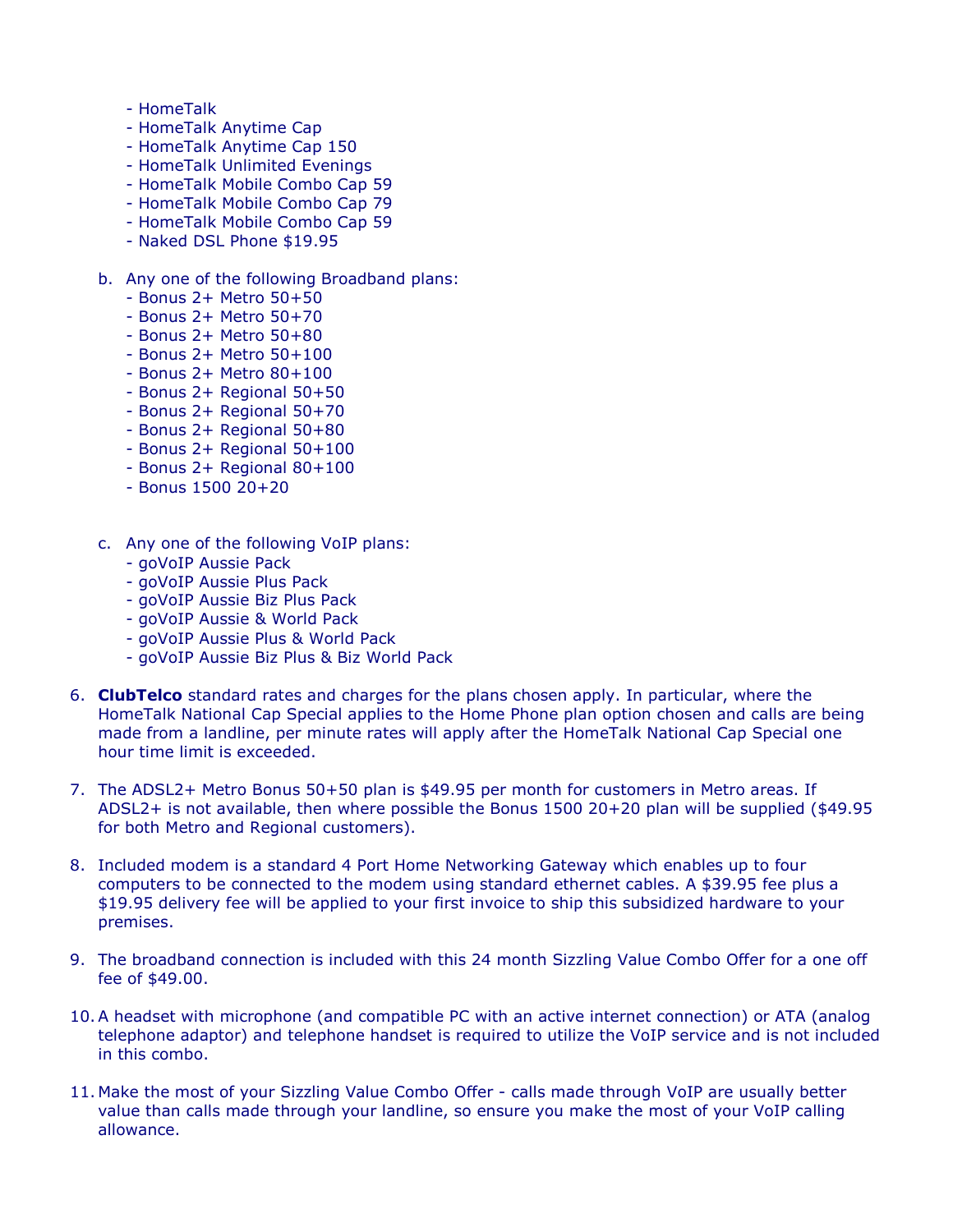- HomeTalk
- HomeTalk Anytime Cap
- HomeTalk Anytime Cap 150
- HomeTalk Unlimited Evenings
- HomeTalk Mobile Combo Cap 59
- HomeTalk Mobile Combo Cap 79
- HomeTalk Mobile Combo Cap 59
- Naked DSL Phone $19.95

b. Any one of the following Broadband plans:
   - Bonus 2+ Metro 50+50
   - Bonus 2+ Metro 50+70
   - Bonus 2+ Metro 50+80
   - Bonus 2+ Metro 50+100
   - Bonus 2+ Metro 80+100
   - Bonus 2+ Regional 50+50
   - Bonus 2+ Regional 50+70
   - Bonus 2+ Regional 50+80
   - Bonus 2+ Regional 50+100
   - Bonus 2+ Regional 80+100
   - Bonus 1500 20+20

c. Any one of the following VoIP plans:
   - goVoIP Aussie Pack
   - goVoIP Aussie Plus Pack
   - goVoIP Aussie Biz Plus Pack
   - goVoIP Aussie & World Pack
   - goVoIP Aussie Plus & World Pack
   - goVoIP Aussie Biz Plus & Biz World Pack

6. **ClubTelco** standard rates and charges for the plans chosen apply. In particular, where the HomeTalk National Cap Special applies to the Home Phone plan option chosen and calls are being made from a landline, per minute rates will apply after the HomeTalk National Cap Special one hour time limit is exceeded.

7. The ADSL2+ Metro Bonus 50+50 plan is $49.95 per month for customers in Metro areas. If ADSL2+ is not available, then where possible the Bonus 1500 20+20 plan will be supplied ($49.95 for both Metro and Regional customers).

8. Included modem is a standard 4 Port Home Networking Gateway which enables up to four computers to be connected to the modem using standard ethernet cables. A $39.95 fee plus a $19.95 delivery fee will be applied to your first invoice to ship this subsidized hardware to your premises.

9. The broadband connection is included with this 24 month Sizzling Value Combo Offer for a one off fee of $49.00.

10. A headset with microphone (and compatible PC with an active internet connection) or ATA (analog telephone adaptor) and telephone handset is required to utilize the VoIP service and is not included in this combo.

11. Make the most of your Sizzling Value Combo Offer - calls made through VoIP are usually better value than calls made through your landline, so ensure you make the most of your VoIP calling allowance.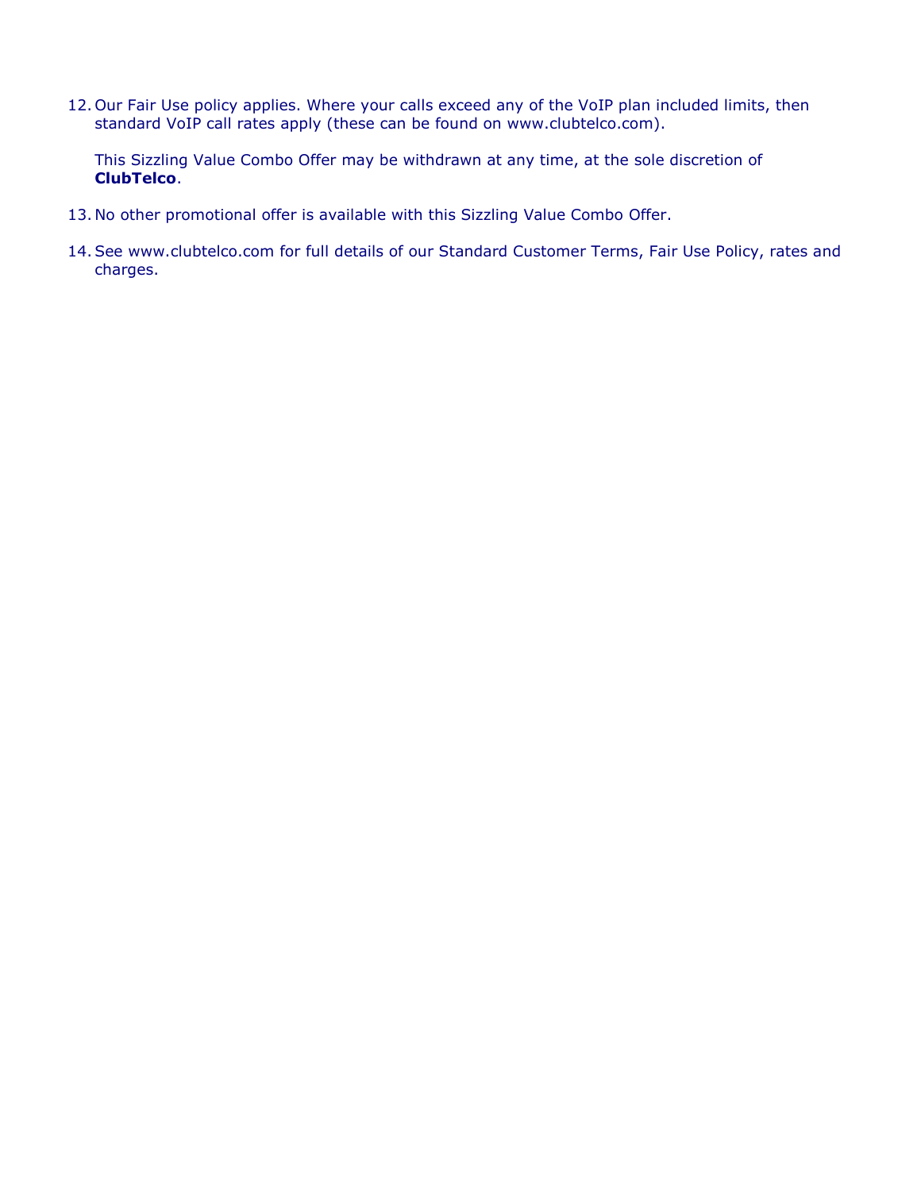12. Our Fair Use policy applies. Where your calls exceed any of the VoIP plan included limits, then standard VoIP call rates apply (these can be found on www.clubtelco.com).

    This Sizzling Value Combo Offer may be withdrawn at any time, at the sole discretion of **ClubTelco**.

13. No other promotional offer is available with this Sizzling Value Combo Offer.

14. See www.clubtelco.com for full details of our Standard Customer Terms, Fair Use Policy, rates and charges.